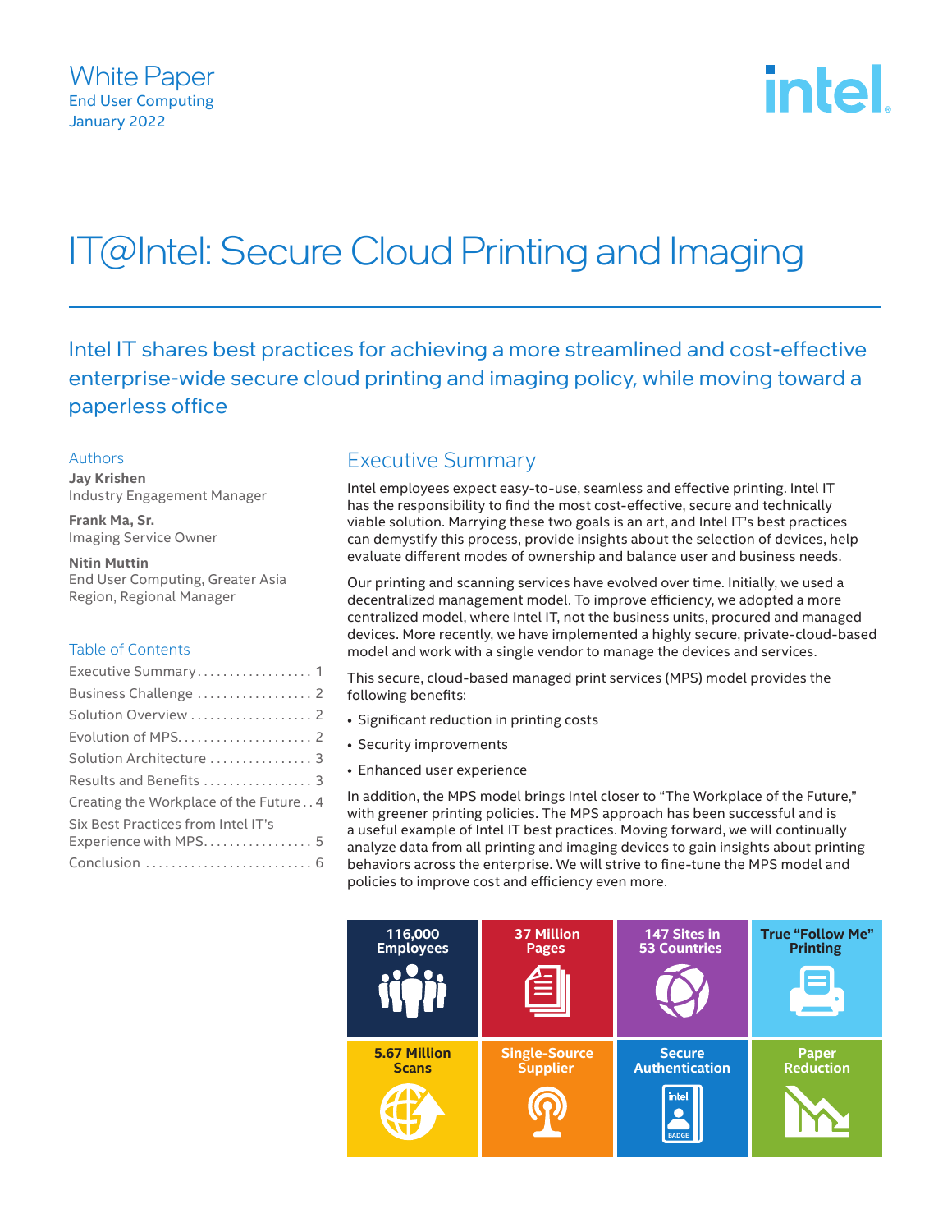White Paper
End User Computing
January 2022

# IT@Intel: Secure Cloud Printing and Imaging

Intel IT shares best practices for achieving a more streamlined and cost-effective enterprise-wide secure cloud printing and imaging policy, while moving toward a paperless office

### Authors

**Jay Krishen**
Industry Engagement Manager

**Frank Ma, Sr.**
Imaging Service Owner

**Nitin Muttin**
End User Computing, Greater Asia Region, Regional Manager

### Table of Contents

- Executive Summary . . . 1
- Business Challenge . . . 2
- Solution Overview . . . 2
- Evolution of MPS . . . 2
- Solution Architecture . . . 3
- Results and Benefits . . . 3
- Creating the Workplace of the Future . . . 4
- Six Best Practices from Intel IT's Experience with MPS . . . 5
- Conclusion . . . 6

## Executive Summary

Intel employees expect easy-to-use, seamless and effective printing. Intel IT has the responsibility to find the most cost-effective, secure and technically viable solution. Marrying these two goals is an art, and Intel IT's best practices can demystify this process, provide insights about the selection of devices, help evaluate different modes of ownership and balance user and business needs.

Our printing and scanning services have evolved over time. Initially, we used a decentralized management model. To improve efficiency, we adopted a more centralized model, where Intel IT, not the business units, procured and managed devices. More recently, we have implemented a highly secure, private-cloud-based model and work with a single vendor to manage the devices and services.

This secure, cloud-based managed print services (MPS) model provides the following benefits:

- Significant reduction in printing costs
- Security improvements
- Enhanced user experience

In addition, the MPS model brings Intel closer to "The Workplace of the Future," with greener printing policies. The MPS approach has been successful and is a useful example of Intel IT best practices. Moving forward, we will continually analyze data from all printing and imaging devices to gain insights about printing behaviors across the enterprise. We will strive to fine-tune the MPS model and policies to improve cost and efficiency even more.

| 116,000 Employees | 37 Million Pages | 147 Sites in 53 Countries | True "Follow Me" Printing |
|---|---|---|---|
| 5.67 Million Scans | Single-Source Supplier | Secure Authentication | Paper Reduction |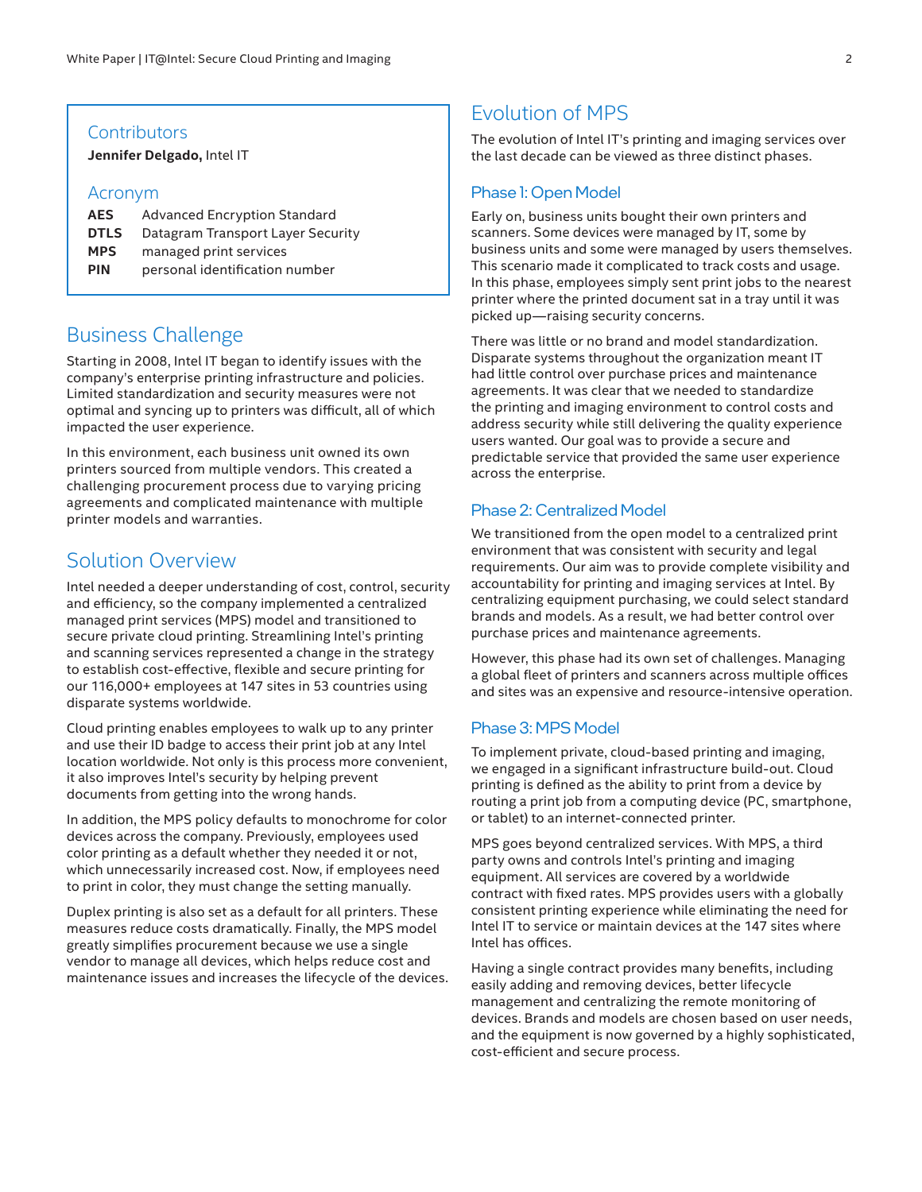## Contributors

**Jennifer Delgado,** Intel IT

## Acronym

| | |
|---|---|
| **AES** | Advanced Encryption Standard |
| **DTLS** | Datagram Transport Layer Security |
| **MPS** | managed print services |
| **PIN** | personal identification number |

## Business Challenge

Starting in 2008, Intel IT began to identify issues with the company's enterprise printing infrastructure and policies. Limited standardization and security measures were not optimal and syncing up to printers was difficult, all of which impacted the user experience.

In this environment, each business unit owned its own printers sourced from multiple vendors. This created a challenging procurement process due to varying pricing agreements and complicated maintenance with multiple printer models and warranties.

## Solution Overview

Intel needed a deeper understanding of cost, control, security and efficiency, so the company implemented a centralized managed print services (MPS) model and transitioned to secure private cloud printing. Streamlining Intel's printing and scanning services represented a change in the strategy to establish cost-effective, flexible and secure printing for our 116,000+ employees at 147 sites in 53 countries using disparate systems worldwide.

Cloud printing enables employees to walk up to any printer and use their ID badge to access their print job at any Intel location worldwide. Not only is this process more convenient, it also improves Intel's security by helping prevent documents from getting into the wrong hands.

In addition, the MPS policy defaults to monochrome for color devices across the company. Previously, employees used color printing as a default whether they needed it or not, which unnecessarily increased cost. Now, if employees need to print in color, they must change the setting manually.

Duplex printing is also set as a default for all printers. These measures reduce costs dramatically. Finally, the MPS model greatly simplifies procurement because we use a single vendor to manage all devices, which helps reduce cost and maintenance issues and increases the lifecycle of the devices.

## Evolution of MPS

The evolution of Intel IT's printing and imaging services over the last decade can be viewed as three distinct phases.

### Phase 1: Open Model

Early on, business units bought their own printers and scanners. Some devices were managed by IT, some by business units and some were managed by users themselves. This scenario made it complicated to track costs and usage. In this phase, employees simply sent print jobs to the nearest printer where the printed document sat in a tray until it was picked up—raising security concerns.

There was little or no brand and model standardization. Disparate systems throughout the organization meant IT had little control over purchase prices and maintenance agreements. It was clear that we needed to standardize the printing and imaging environment to control costs and address security while still delivering the quality experience users wanted. Our goal was to provide a secure and predictable service that provided the same user experience across the enterprise.

### Phase 2: Centralized Model

We transitioned from the open model to a centralized print environment that was consistent with security and legal requirements. Our aim was to provide complete visibility and accountability for printing and imaging services at Intel. By centralizing equipment purchasing, we could select standard brands and models. As a result, we had better control over purchase prices and maintenance agreements.

However, this phase had its own set of challenges. Managing a global fleet of printers and scanners across multiple offices and sites was an expensive and resource-intensive operation.

### Phase 3: MPS Model

To implement private, cloud-based printing and imaging, we engaged in a significant infrastructure build-out. Cloud printing is defined as the ability to print from a device by routing a print job from a computing device (PC, smartphone, or tablet) to an internet-connected printer.

MPS goes beyond centralized services. With MPS, a third party owns and controls Intel's printing and imaging equipment. All services are covered by a worldwide contract with fixed rates. MPS provides users with a globally consistent printing experience while eliminating the need for Intel IT to service or maintain devices at the 147 sites where Intel has offices.

Having a single contract provides many benefits, including easily adding and removing devices, better lifecycle management and centralizing the remote monitoring of devices. Brands and models are chosen based on user needs, and the equipment is now governed by a highly sophisticated, cost-efficient and secure process.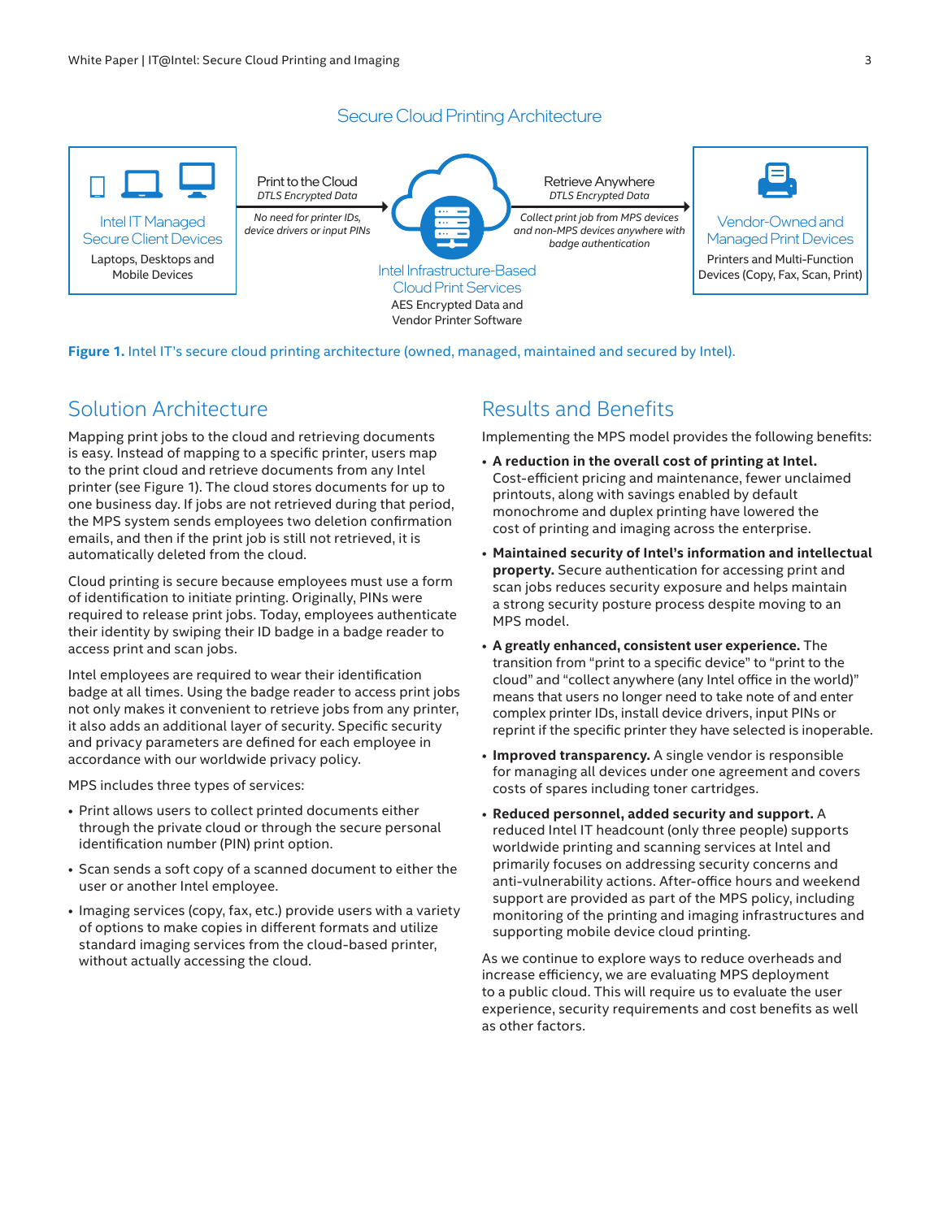## Secure Cloud Printing Architecture

**Intel IT Managed Secure Client Devices**
Laptops, Desktops and Mobile Devices

**Print to the Cloud**
*DTLS Encrypted Data*
*No need for printer IDs, device drivers or input PINs*

**Intel Infrastructure-Based Cloud Print Services**
AES Encrypted Data and Vendor Printer Software

**Retrieve Anywhere**
*DTLS Encrypted Data*
*Collect print job from MPS devices and non-MPS devices anywhere with badge authentication*

**Vendor-Owned and Managed Print Devices**
Printers and Multi-Function Devices (Copy, Fax, Scan, Print)

**Figure 1.** Intel IT's secure cloud printing architecture (owned, managed, maintained and secured by Intel).

## Solution Architecture

Mapping print jobs to the cloud and retrieving documents is easy. Instead of mapping to a specific printer, users map to the print cloud and retrieve documents from any Intel printer (see Figure 1). The cloud stores documents for up to one business day. If jobs are not retrieved during that period, the MPS system sends employees two deletion confirmation emails, and then if the print job is still not retrieved, it is automatically deleted from the cloud.

Cloud printing is secure because employees must use a form of identification to initiate printing. Originally, PINs were required to release print jobs. Today, employees authenticate their identity by swiping their ID badge in a badge reader to access print and scan jobs.

Intel employees are required to wear their identification badge at all times. Using the badge reader to access print jobs not only makes it convenient to retrieve jobs from any printer, it also adds an additional layer of security. Specific security and privacy parameters are defined for each employee in accordance with our worldwide privacy policy.

MPS includes three types of services:

- Print allows users to collect printed documents either through the private cloud or through the secure personal identification number (PIN) print option.
- Scan sends a soft copy of a scanned document to either the user or another Intel employee.
- Imaging services (copy, fax, etc.) provide users with a variety of options to make copies in different formats and utilize standard imaging services from the cloud-based printer, without actually accessing the cloud.

## Results and Benefits

Implementing the MPS model provides the following benefits:

- **A reduction in the overall cost of printing at Intel.** Cost-efficient pricing and maintenance, fewer unclaimed printouts, along with savings enabled by default monochrome and duplex printing have lowered the cost of printing and imaging across the enterprise.
- **Maintained security of Intel's information and intellectual property.** Secure authentication for accessing print and scan jobs reduces security exposure and helps maintain a strong security posture process despite moving to an MPS model.
- **A greatly enhanced, consistent user experience.** The transition from "print to a specific device" to "print to the cloud" and "collect anywhere (any Intel office in the world)" means that users no longer need to take note of and enter complex printer IDs, install device drivers, input PINs or reprint if the specific printer they have selected is inoperable.
- **Improved transparency.** A single vendor is responsible for managing all devices under one agreement and covers costs of spares including toner cartridges.
- **Reduced personnel, added security and support.** A reduced Intel IT headcount (only three people) supports worldwide printing and scanning services at Intel and primarily focuses on addressing security concerns and anti-vulnerability actions. After-office hours and weekend support are provided as part of the MPS policy, including monitoring of the printing and imaging infrastructures and supporting mobile device cloud printing.

As we continue to explore ways to reduce overheads and increase efficiency, we are evaluating MPS deployment to a public cloud. This will require us to evaluate the user experience, security requirements and cost benefits as well as other factors.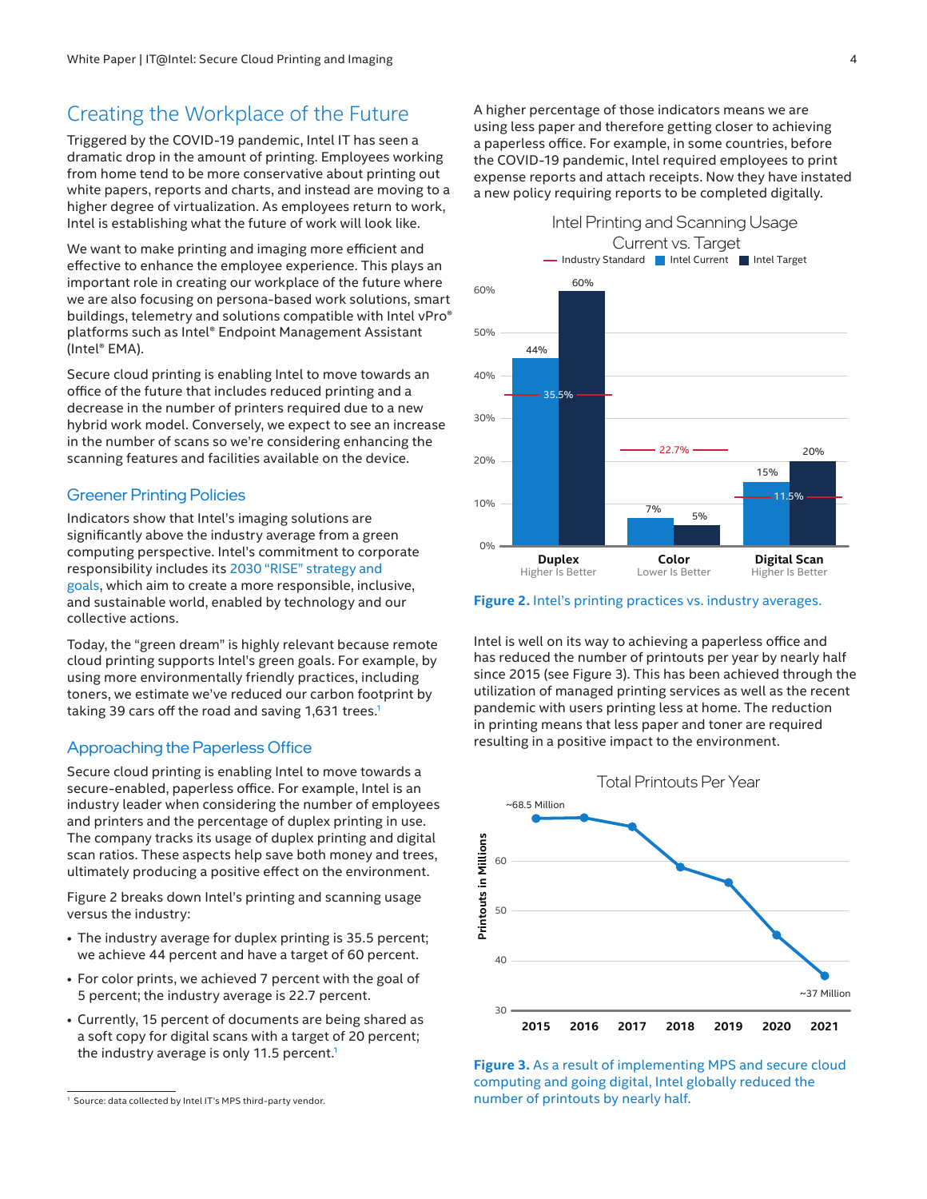## Creating the Workplace of the Future

Triggered by the COVID-19 pandemic, Intel IT has seen a dramatic drop in the amount of printing. Employees working from home tend to be more conservative about printing out white papers, reports and charts, and instead are moving to a higher degree of virtualization. As employees return to work, Intel is establishing what the future of work will look like.

We want to make printing and imaging more efficient and effective to enhance the employee experience. This plays an important role in creating our workplace of the future where we are also focusing on persona-based work solutions, smart buildings, telemetry and solutions compatible with Intel vPro® platforms such as Intel® Endpoint Management Assistant (Intel® EMA).

Secure cloud printing is enabling Intel to move towards an office of the future that includes reduced printing and a decrease in the number of printers required due to a new hybrid work model. Conversely, we expect to see an increase in the number of scans so we're considering enhancing the scanning features and facilities available on the device.

### Greener Printing Policies

Indicators show that Intel's imaging solutions are significantly above the industry average from a green computing perspective. Intel's commitment to corporate responsibility includes its 2030 "RISE" strategy and goals, which aim to create a more responsible, inclusive, and sustainable world, enabled by technology and our collective actions.

Today, the "green dream" is highly relevant because remote cloud printing supports Intel's green goals. For example, by using more environmentally friendly practices, including toners, we estimate we've reduced our carbon footprint by taking 39 cars off the road and saving 1,631 trees.[1]

### Approaching the Paperless Office

Secure cloud printing is enabling Intel to move towards a secure-enabled, paperless office. For example, Intel is an industry leader when considering the number of employees and printers and the percentage of duplex printing in use. The company tracks its usage of duplex printing and digital scan ratios. These aspects help save both money and trees, ultimately producing a positive effect on the environment.

Figure 2 breaks down Intel's printing and scanning usage versus the industry:

- The industry average for duplex printing is 35.5 percent; we achieve 44 percent and have a target of 60 percent.
- For color prints, we achieved 7 percent with the goal of 5 percent; the industry average is 22.7 percent.
- Currently, 15 percent of documents are being shared as a soft copy for digital scans with a target of 20 percent; the industry average is only 11.5 percent.[1]

A higher percentage of those indicators means we are using less paper and therefore getting closer to achieving a paperless office. For example, in some countries, before the COVID-19 pandemic, Intel required employees to print expense reports and attach receipts. Now they have instated a new policy requiring reports to be completed digitally.

**Intel Printing and Scanning Usage Current vs. Target**

| | Industry Standard | Intel Current | Intel Target |
|---|---|---|---|
| Duplex (Higher Is Better) | 35.5% | 44% | 60% |
| Color (Lower Is Better) | 22.7% | 7% | 5% |
| Digital Scan (Higher Is Better) | 11.5% | 15% | 20% |

**Figure 2.** Intel's printing practices vs. industry averages.

Intel is well on its way to achieving a paperless office and has reduced the number of printouts per year by nearly half since 2015 (see Figure 3). This has been achieved through the utilization of managed printing services as well as the recent pandemic with users printing less at home. The reduction in printing means that less paper and toner are required resulting in a positive impact to the environment.

**Total Printouts Per Year**

| Year | Printouts in Millions |
|---|---|
| 2015 | ~68.5 Million |
| 2021 | ~37 Million |

**Figure 3.** As a result of implementing MPS and secure cloud computing and going digital, Intel globally reduced the number of printouts by nearly half.

[1] Source: data collected by Intel IT's MPS third-party vendor.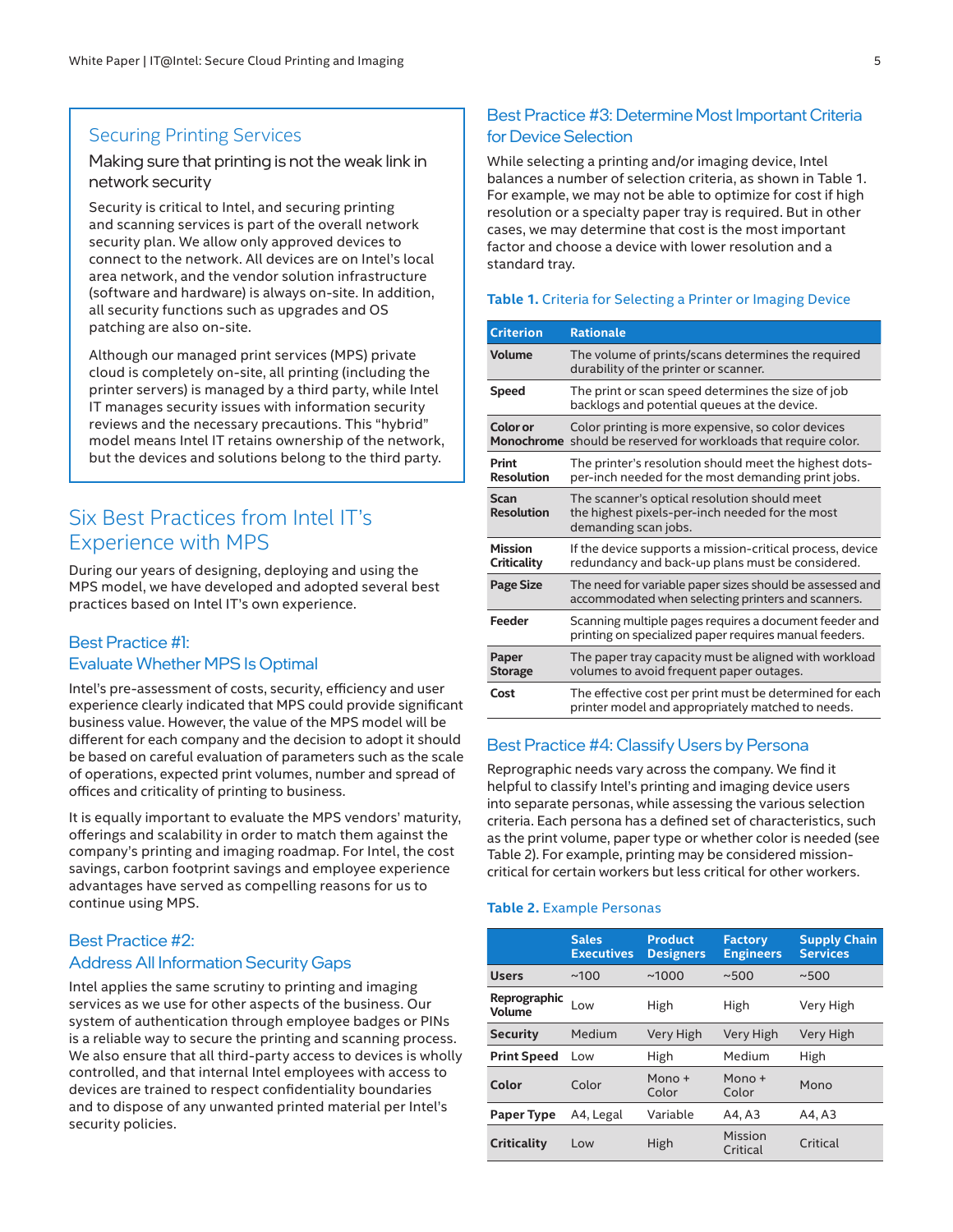## Securing Printing Services

### Making sure that printing is not the weak link in network security

Security is critical to Intel, and securing printing and scanning services is part of the overall network security plan. We allow only approved devices to connect to the network. All devices are on Intel's local area network, and the vendor solution infrastructure (software and hardware) is always on-site. In addition, all security functions such as upgrades and OS patching are also on-site.

Although our managed print services (MPS) private cloud is completely on-site, all printing (including the printer servers) is managed by a third party, while Intel IT manages security issues with information security reviews and the necessary precautions. This "hybrid" model means Intel IT retains ownership of the network, but the devices and solutions belong to the third party.

## Six Best Practices from Intel IT's Experience with MPS

During our years of designing, deploying and using the MPS model, we have developed and adopted several best practices based on Intel IT's own experience.

### Best Practice #1: Evaluate Whether MPS Is Optimal

Intel's pre-assessment of costs, security, efficiency and user experience clearly indicated that MPS could provide significant business value. However, the value of the MPS model will be different for each company and the decision to adopt it should be based on careful evaluation of parameters such as the scale of operations, expected print volumes, number and spread of offices and criticality of printing to business.

It is equally important to evaluate the MPS vendors' maturity, offerings and scalability in order to match them against the company's printing and imaging roadmap. For Intel, the cost savings, carbon footprint savings and employee experience advantages have served as compelling reasons for us to continue using MPS.

### Best Practice #2: Address All Information Security Gaps

Intel applies the same scrutiny to printing and imaging services as we use for other aspects of the business. Our system of authentication through employee badges or PINs is a reliable way to secure the printing and scanning process. We also ensure that all third-party access to devices is wholly controlled, and that internal Intel employees with access to devices are trained to respect confidentiality boundaries and to dispose of any unwanted printed material per Intel's security policies.

### Best Practice #3: Determine Most Important Criteria for Device Selection

While selecting a printing and/or imaging device, Intel balances a number of selection criteria, as shown in Table 1. For example, we may not be able to optimize for cost if high resolution or a specialty paper tray is required. But in other cases, we may determine that cost is the most important factor and choose a device with lower resolution and a standard tray.

**Table 1.** Criteria for Selecting a Printer or Imaging Device

| Criterion | Rationale |
|---|---|
| **Volume** | The volume of prints/scans determines the required durability of the printer or scanner. |
| **Speed** | The print or scan speed determines the size of job backlogs and potential queues at the device. |
| **Color or Monochrome** | Color printing is more expensive, so color devices should be reserved for workloads that require color. |
| **Print Resolution** | The printer's resolution should meet the highest dots-per-inch needed for the most demanding print jobs. |
| **Scan Resolution** | The scanner's optical resolution should meet the highest pixels-per-inch needed for the most demanding scan jobs. |
| **Mission Criticality** | If the device supports a mission-critical process, device redundancy and back-up plans must be considered. |
| **Page Size** | The need for variable paper sizes should be assessed and accommodated when selecting printers and scanners. |
| **Feeder** | Scanning multiple pages requires a document feeder and printing on specialized paper requires manual feeders. |
| **Paper Storage** | The paper tray capacity must be aligned with workload volumes to avoid frequent paper outages. |
| **Cost** | The effective cost per print must be determined for each printer model and appropriately matched to needs. |

### Best Practice #4: Classify Users by Persona

Reprographic needs vary across the company. We find it helpful to classify Intel's printing and imaging device users into separate personas, while assessing the various selection criteria. Each persona has a defined set of characteristics, such as the print volume, paper type or whether color is needed (see Table 2). For example, printing may be considered mission-critical for certain workers but less critical for other workers.

**Table 2.** Example Personas

| | Sales Executives | Product Designers | Factory Engineers | Supply Chain Services |
|---|---|---|---|---|
| **Users** | ~100 | ~1000 | ~500 | ~500 |
| **Reprographic Volume** | Low | High | High | Very High |
| **Security** | Medium | Very High | Very High | Very High |
| **Print Speed** | Low | High | Medium | High |
| **Color** | Color | Mono + Color | Mono + Color | Mono |
| **Paper Type** | A4, Legal | Variable | A4, A3 | A4, A3 |
| **Criticality** | Low | High | Mission Critical | Critical |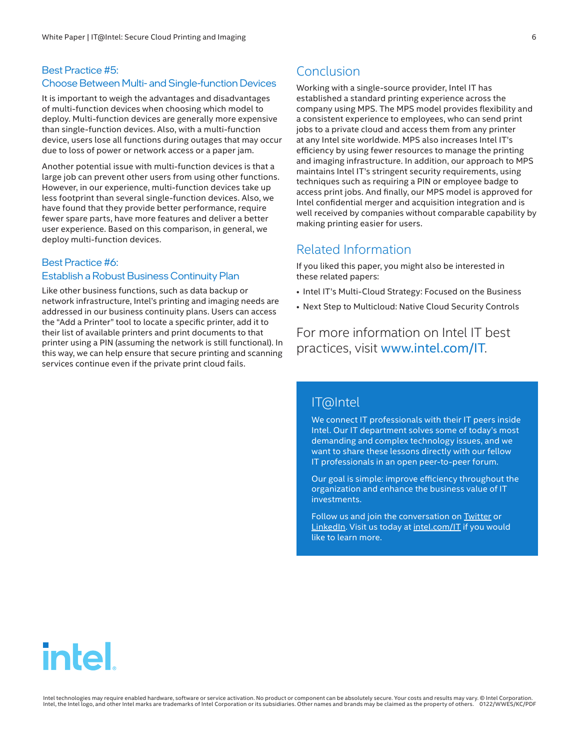### Best Practice #5: Choose Between Multi- and Single-function Devices

It is important to weigh the advantages and disadvantages of multi-function devices when choosing which model to deploy. Multi-function devices are generally more expensive than single-function devices. Also, with a multi-function device, users lose all functions during outages that may occur due to loss of power or network access or a paper jam.

Another potential issue with multi-function devices is that a large job can prevent other users from using other functions. However, in our experience, multi-function devices take up less footprint than several single-function devices. Also, we have found that they provide better performance, require fewer spare parts, have more features and deliver a better user experience. Based on this comparison, in general, we deploy multi-function devices.

### Best Practice #6: Establish a Robust Business Continuity Plan

Like other business functions, such as data backup or network infrastructure, Intel's printing and imaging needs are addressed in our business continuity plans. Users can access the "Add a Printer" tool to locate a specific printer, add it to their list of available printers and print documents to that printer using a PIN (assuming the network is still functional). In this way, we can help ensure that secure printing and scanning services continue even if the private print cloud fails.

## Conclusion

Working with a single-source provider, Intel IT has established a standard printing experience across the company using MPS. The MPS model provides flexibility and a consistent experience to employees, who can send print jobs to a private cloud and access them from any printer at any Intel site worldwide. MPS also increases Intel IT's efficiency by using fewer resources to manage the printing and imaging infrastructure. In addition, our approach to MPS maintains Intel IT's stringent security requirements, using techniques such as requiring a PIN or employee badge to access print jobs. And finally, our MPS model is approved for Intel confidential merger and acquisition integration and is well received by companies without comparable capability by making printing easier for users.

## Related Information

If you liked this paper, you might also be interested in these related papers:

- Intel IT's Multi-Cloud Strategy: Focused on the Business
- Next Step to Multicloud: Native Cloud Security Controls

For more information on Intel IT best practices, visit www.intel.com/IT.

## IT@Intel

We connect IT professionals with their IT peers inside Intel. Our IT department solves some of today's most demanding and complex technology issues, and we want to share these lessons directly with our fellow IT professionals in an open peer-to-peer forum.

Our goal is simple: improve efficiency throughout the organization and enhance the business value of IT investments.

Follow us and join the conversation on Twitter or LinkedIn. Visit us today at intel.com/IT if you would like to learn more.

intel.

Intel technologies may require enabled hardware, software or service activation. No product or component can be absolutely secure. Your costs and results may vary. © Intel Corporation. Intel, the Intel logo, and other Intel marks are trademarks of Intel Corporation or its subsidiaries. Other names and brands may be claimed as the property of others. 0122/WWES/KC/PDF